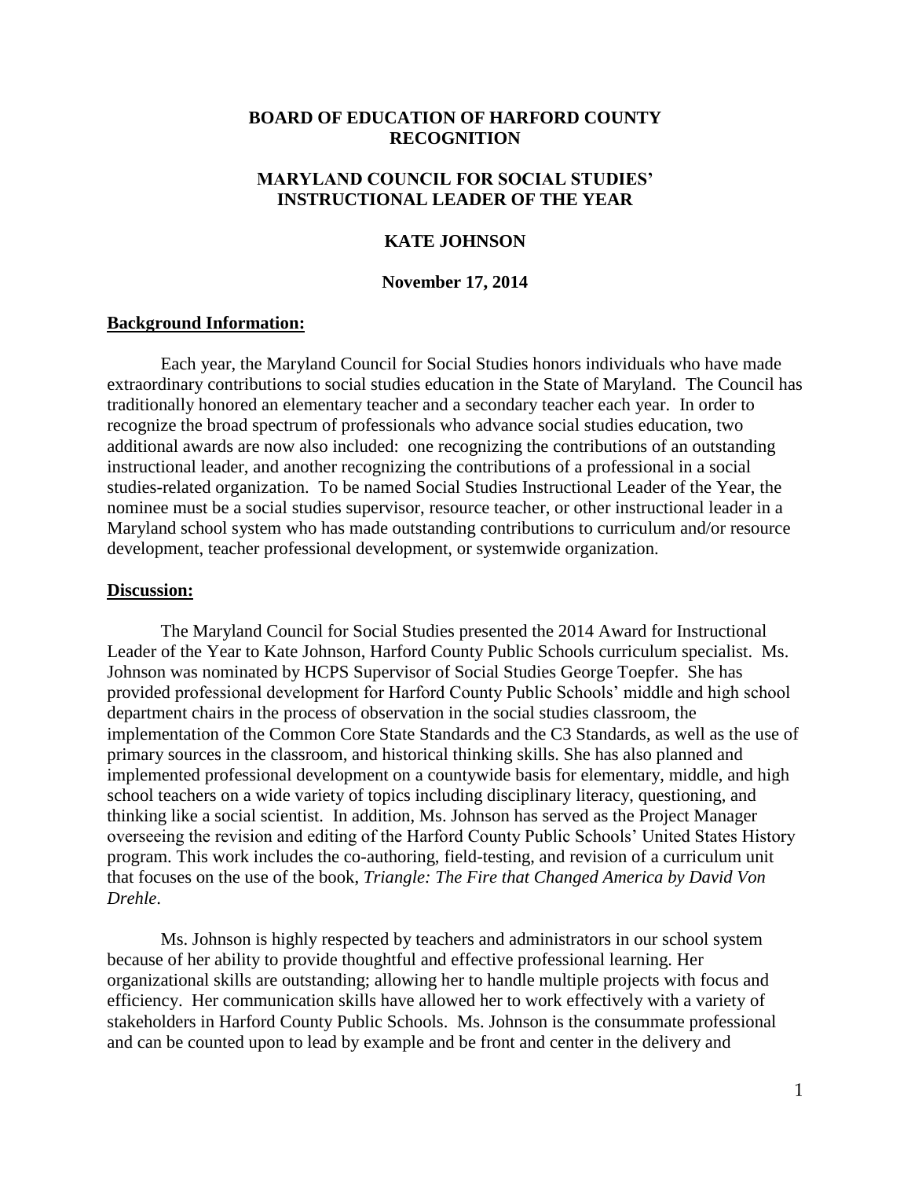**BOARD OF EDUCATION OF HARFORD COUNTY RECOGNITION**

**MARYLAND COUNCIL FOR SOCIAL STUDIES' INSTRUCTIONAL LEADER OF THE YEAR**

**KATE JOHNSON**

**November 17, 2014**

**Background Information:**

Each year, the Maryland Council for Social Studies honors individuals who have made extraordinary contributions to social studies education in the State of Maryland. The Council has traditionally honored an elementary teacher and a secondary teacher each year. In order to recognize the broad spectrum of professionals who advance social studies education, two additional awards are now also included: one recognizing the contributions of an outstanding instructional leader, and another recognizing the contributions of a professional in a social studies-related organization. To be named Social Studies Instructional Leader of the Year, the nominee must be a social studies supervisor, resource teacher, or other instructional leader in a Maryland school system who has made outstanding contributions to curriculum and/or resource development, teacher professional development, or systemwide organization.

**Discussion:**

The Maryland Council for Social Studies presented the 2014 Award for Instructional Leader of the Year to Kate Johnson, Harford County Public Schools curriculum specialist. Ms. Johnson was nominated by HCPS Supervisor of Social Studies George Toepfer. She has provided professional development for Harford County Public Schools' middle and high school department chairs in the process of observation in the social studies classroom, the implementation of the Common Core State Standards and the C3 Standards, as well as the use of primary sources in the classroom, and historical thinking skills. She has also planned and implemented professional development on a countywide basis for elementary, middle, and high school teachers on a wide variety of topics including disciplinary literacy, questioning, and thinking like a social scientist. In addition, Ms. Johnson has served as the Project Manager overseeing the revision and editing of the Harford County Public Schools' United States History program. This work includes the co-authoring, field-testing, and revision of a curriculum unit that focuses on the use of the book, *Triangle: The Fire that Changed America by David Von Drehle*.

Ms. Johnson is highly respected by teachers and administrators in our school system because of her ability to provide thoughtful and effective professional learning. Her organizational skills are outstanding; allowing her to handle multiple projects with focus and efficiency. Her communication skills have allowed her to work effectively with a variety of stakeholders in Harford County Public Schools. Ms. Johnson is the consummate professional and can be counted upon to lead by example and be front and center in the delivery and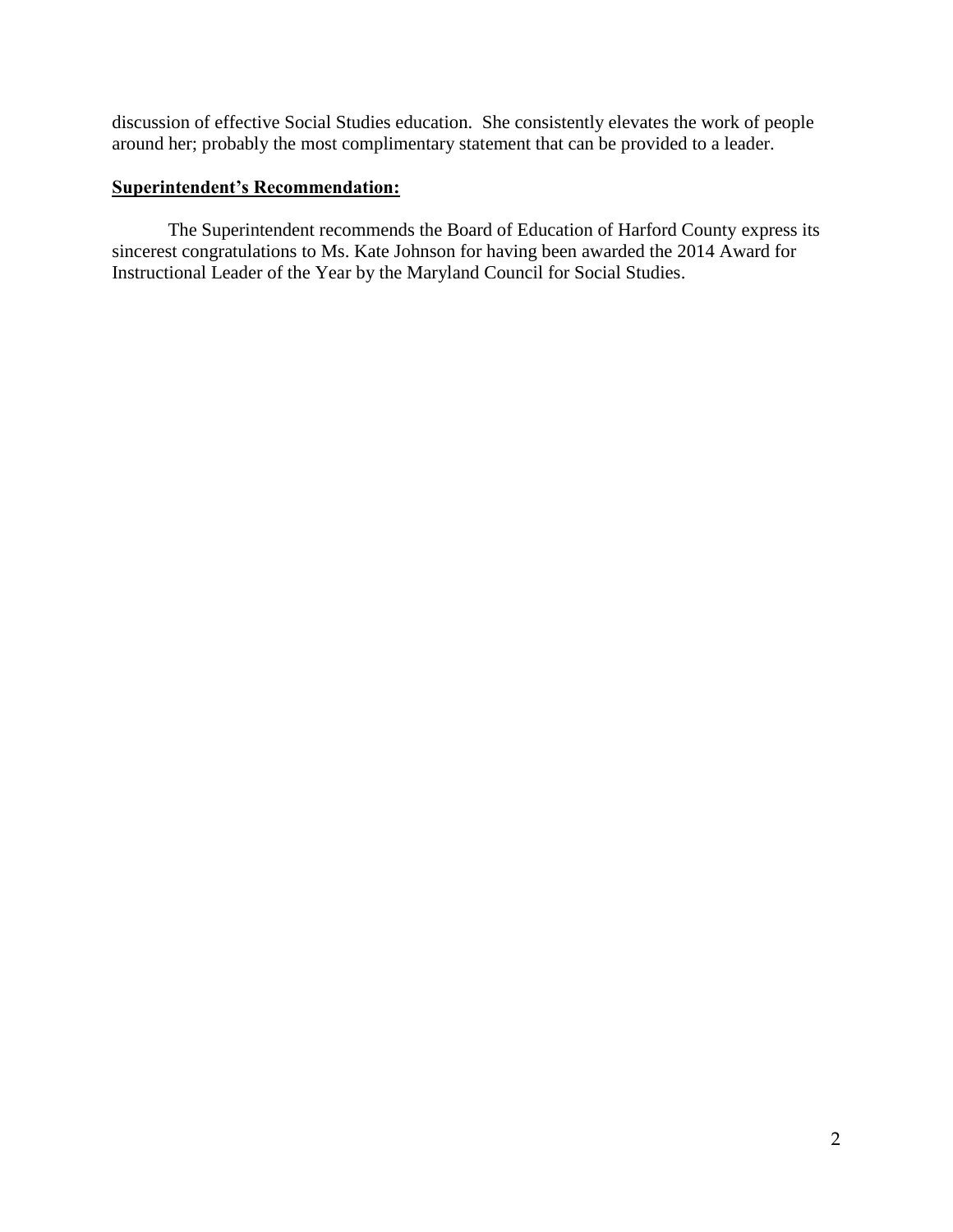discussion of effective Social Studies education. She consistently elevates the work of people around her; probably the most complimentary statement that can be provided to a leader.

**Superintendent's Recommendation:**

The Superintendent recommends the Board of Education of Harford County express its sincerest congratulations to Ms. Kate Johnson for having been awarded the 2014 Award for Instructional Leader of the Year by the Maryland Council for Social Studies.